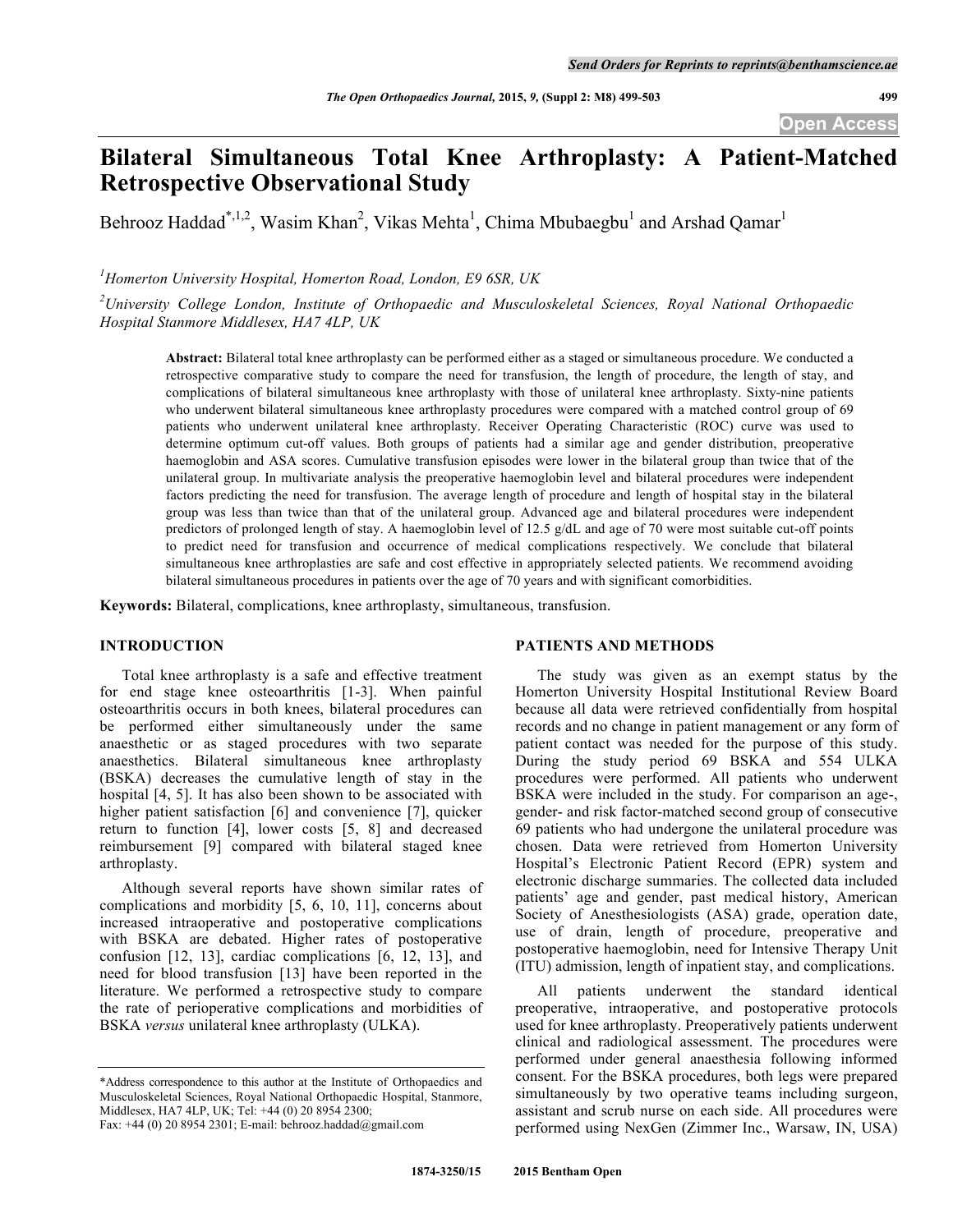# Bilateral Simultaneous Total Knee Arthroplasty: A Patient-Matched Retrospective Observational Study

Behrooz Haddad[*,1,2], Wasim Khan[2], Vikas Mehta[1], Chima Mbubaegbu[1] and Arshad Qamar[1]

[1]*Homerton University Hospital, Homerton Road, London, E9 6SR, UK*

[2]*University College London, Institute of Orthopaedic and Musculoskeletal Sciences, Royal National Orthopaedic Hospital Stanmore Middlesex, HA7 4LP, UK*

**Abstract:** Bilateral total knee arthroplasty can be performed either as a staged or simultaneous procedure. We conducted a retrospective comparative study to compare the need for transfusion, the length of procedure, the length of stay, and complications of bilateral simultaneous knee arthroplasty with those of unilateral knee arthroplasty. Sixty-nine patients who underwent bilateral simultaneous knee arthroplasty procedures were compared with a matched control group of 69 patients who underwent unilateral knee arthroplasty. Receiver Operating Characteristic (ROC) curve was used to determine optimum cut-off values. Both groups of patients had a similar age and gender distribution, preoperative haemoglobin and ASA scores. Cumulative transfusion episodes were lower in the bilateral group than twice that of the unilateral group. In multivariate analysis the preoperative haemoglobin level and bilateral procedures were independent factors predicting the need for transfusion. The average length of procedure and length of hospital stay in the bilateral group was less than twice than that of the unilateral group. Advanced age and bilateral procedures were independent predictors of prolonged length of stay. A haemoglobin level of 12.5 g/dL and age of 70 were most suitable cut-off points to predict need for transfusion and occurrence of medical complications respectively. We conclude that bilateral simultaneous knee arthroplasties are safe and cost effective in appropriately selected patients. We recommend avoiding bilateral simultaneous procedures in patients over the age of 70 years and with significant comorbidities.

**Keywords:** Bilateral, complications, knee arthroplasty, simultaneous, transfusion.

## INTRODUCTION

Total knee arthroplasty is a safe and effective treatment for end stage knee osteoarthritis [1-3]. When painful osteoarthritis occurs in both knees, bilateral procedures can be performed either simultaneously under the same anaesthetic or as staged procedures with two separate anaesthetics. Bilateral simultaneous knee arthroplasty (BSKA) decreases the cumulative length of stay in the hospital [4, 5]. It has also been shown to be associated with higher patient satisfaction [6] and convenience [7], quicker return to function [4], lower costs [5, 8] and decreased reimbursement [9] compared with bilateral staged knee arthroplasty.

Although several reports have shown similar rates of complications and morbidity [5, 6, 10, 11], concerns about increased intraoperative and postoperative complications with BSKA are debated. Higher rates of postoperative confusion [12, 13], cardiac complications [6, 12, 13], and need for blood transfusion [13] have been reported in the literature. We performed a retrospective study to compare the rate of perioperative complications and morbidities of BSKA *versus* unilateral knee arthroplasty (ULKA).

## PATIENTS AND METHODS

The study was given as an exempt status by the Homerton University Hospital Institutional Review Board because all data were retrieved confidentially from hospital records and no change in patient management or any form of patient contact was needed for the purpose of this study. During the study period 69 BSKA and 554 ULKA procedures were performed. All patients who underwent BSKA were included in the study. For comparison an age-, gender- and risk factor-matched second group of consecutive 69 patients who had undergone the unilateral procedure was chosen. Data were retrieved from Homerton University Hospital's Electronic Patient Record (EPR) system and electronic discharge summaries. The collected data included patients' age and gender, past medical history, American Society of Anesthesiologists (ASA) grade, operation date, use of drain, length of procedure, preoperative and postoperative haemoglobin, need for Intensive Therapy Unit (ITU) admission, length of inpatient stay, and complications.

All patients underwent the standard identical preoperative, intraoperative, and postoperative protocols used for knee arthroplasty. Preoperatively patients underwent clinical and radiological assessment. The procedures were performed under general anaesthesia following informed consent. For the BSKA procedures, both legs were prepared simultaneously by two operative teams including surgeon, assistant and scrub nurse on each side. All procedures were performed using NexGen (Zimmer Inc., Warsaw, IN, USA)

*Address correspondence to this author at the Institute of Orthopaedics and Musculoskeletal Sciences, Royal National Orthopaedic Hospital, Stanmore, Middlesex, HA7 4LP, UK; Tel: +44 (0) 20 8954 2300; Fax: +44 (0) 20 8954 2301; E-mail: behrooz.haddad@gmail.com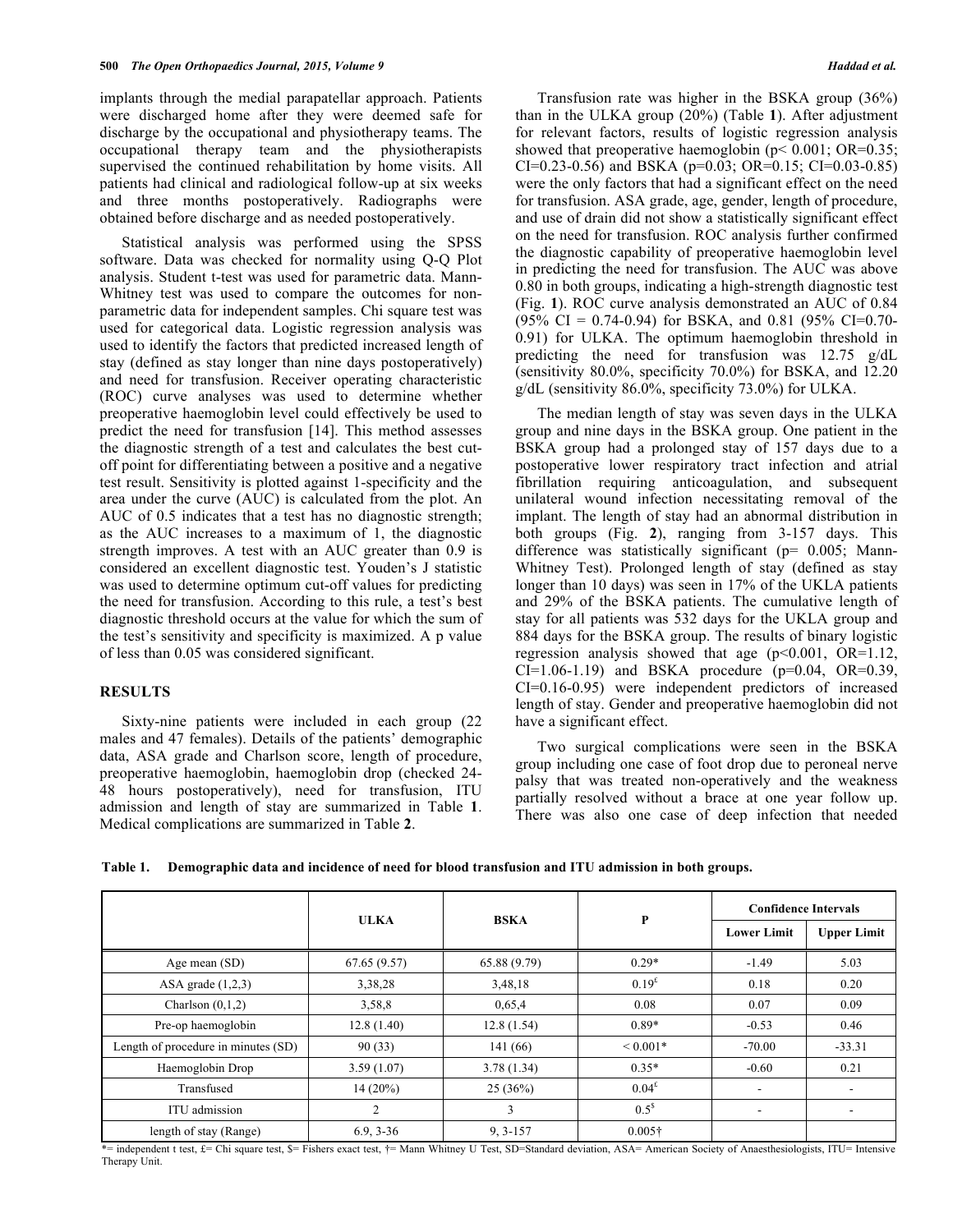implants through the medial parapatellar approach. Patients were discharged home after they were deemed safe for discharge by the occupational and physiotherapy teams. The occupational therapy team and the physiotherapists supervised the continued rehabilitation by home visits. All patients had clinical and radiological follow-up at six weeks and three months postoperatively. Radiographs were obtained before discharge and as needed postoperatively.

Statistical analysis was performed using the SPSS software. Data was checked for normality using Q-Q Plot analysis. Student t-test was used for parametric data. Mann-Whitney test was used to compare the outcomes for non-parametric data for independent samples. Chi square test was used for categorical data. Logistic regression analysis was used to identify the factors that predicted increased length of stay (defined as stay longer than nine days postoperatively) and need for transfusion. Receiver operating characteristic (ROC) curve analyses was used to determine whether preoperative haemoglobin level could effectively be used to predict the need for transfusion [14]. This method assesses the diagnostic strength of a test and calculates the best cut-off point for differentiating between a positive and a negative test result. Sensitivity is plotted against 1-specificity and the area under the curve (AUC) is calculated from the plot. An AUC of 0.5 indicates that a test has no diagnostic strength; as the AUC increases to a maximum of 1, the diagnostic strength improves. A test with an AUC greater than 0.9 is considered an excellent diagnostic test. Youden's J statistic was used to determine optimum cut-off values for predicting the need for transfusion. According to this rule, a test's best diagnostic threshold occurs at the value for which the sum of the test's sensitivity and specificity is maximized. A p value of less than 0.05 was considered significant.

## RESULTS

Sixty-nine patients were included in each group (22 males and 47 females). Details of the patients' demographic data, ASA grade and Charlson score, length of procedure, preoperative haemoglobin, haemoglobin drop (checked 24-48 hours postoperatively), need for transfusion, ITU admission and length of stay are summarized in Table **1**. Medical complications are summarized in Table **2**.

Transfusion rate was higher in the BSKA group (36%) than in the ULKA group (20%) (Table **1**). After adjustment for relevant factors, results of logistic regression analysis showed that preoperative haemoglobin (p< 0.001; OR=0.35; CI=0.23-0.56) and BSKA (p=0.03; OR=0.15; CI=0.03-0.85) were the only factors that had a significant effect on the need for transfusion. ASA grade, age, gender, length of procedure, and use of drain did not show a statistically significant effect on the need for transfusion. ROC analysis further confirmed the diagnostic capability of preoperative haemoglobin level in predicting the need for transfusion. The AUC was above 0.80 in both groups, indicating a high-strength diagnostic test (Fig. **1**). ROC curve analysis demonstrated an AUC of 0.84 (95% CI = 0.74-0.94) for BSKA, and 0.81 (95% CI=0.70-0.91) for ULKA. The optimum haemoglobin threshold in predicting the need for transfusion was 12.75 g/dL (sensitivity 80.0%, specificity 70.0%) for BSKA, and 12.20 g/dL (sensitivity 86.0%, specificity 73.0%) for ULKA.

The median length of stay was seven days in the ULKA group and nine days in the BSKA group. One patient in the BSKA group had a prolonged stay of 157 days due to a postoperative lower respiratory tract infection and atrial fibrillation requiring anticoagulation, and subsequent unilateral wound infection necessitating removal of the implant. The length of stay had an abnormal distribution in both groups (Fig. **2**), ranging from 3-157 days. This difference was statistically significant (p= 0.005; Mann-Whitney Test). Prolonged length of stay (defined as stay longer than 10 days) was seen in 17% of the UKLA patients and 29% of the BSKA patients. The cumulative length of stay for all patients was 532 days for the UKLA group and 884 days for the BSKA group. The results of binary logistic regression analysis showed that age (p<0.001, OR=1.12, CI=1.06-1.19) and BSKA procedure (p=0.04, OR=0.39, CI=0.16-0.95) were independent predictors of increased length of stay. Gender and preoperative haemoglobin did not have a significant effect.

Two surgical complications were seen in the BSKA group including one case of foot drop due to peroneal nerve palsy that was treated non-operatively and the weakness partially resolved without a brace at one year follow up. There was also one case of deep infection that needed

**Table 1. Demographic data and incidence of need for blood transfusion and ITU admission in both groups.**

| | ULKA | BSKA | P | Confidence Intervals | |
|---|---|---|---|---|---|
| | | | | Lower Limit | Upper Limit |
| Age mean (SD) | 67.65 (9.57) | 65.88 (9.79) | 0.29* | -1.49 | 5.03 |
| ASA grade (1,2,3) | 3,38,28 | 3,48,18 | 0.19£ | 0.18 | 0.20 |
| Charlson (0,1,2) | 3,58,8 | 0,65,4 | 0.08 | 0.07 | 0.09 |
| Pre-op haemoglobin | 12.8 (1.40) | 12.8 (1.54) | 0.89* | -0.53 | 0.46 |
| Length of procedure in minutes (SD) | 90 (33) | 141 (66) | < 0.001* | -70.00 | -33.31 |
| Haemoglobin Drop | 3.59 (1.07) | 3.78 (1.34) | 0.35* | -0.60 | 0.21 |
| Transfused | 14 (20%) | 25 (36%) | 0.04£ | - | - |
| ITU admission | 2 | 3 | 0.5$ | - | - |
| length of stay (Range) | 6.9, 3-36 | 9, 3-157 | 0.005† | | |

*= independent t test, £= Chi square test, $= Fishers exact test, †= Mann Whitney U Test, SD=Standard deviation, ASA= American Society of Anaesthesiologists, ITU= Intensive Therapy Unit.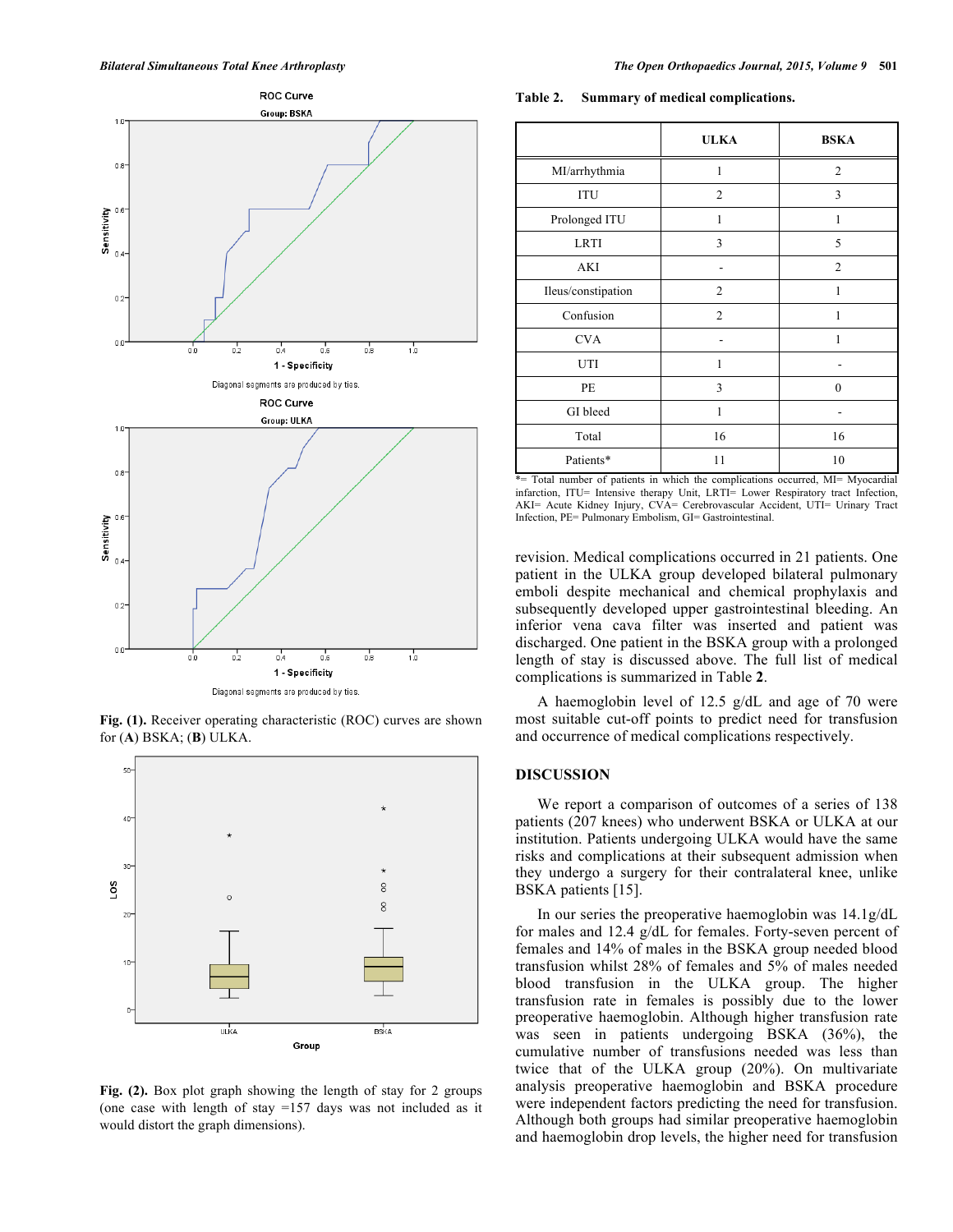**Fig. (1).** Receiver operating characteristic (ROC) curves are shown for (**A**) BSKA; (**B**) ULKA.

**Fig. (2).** Box plot graph showing the length of stay for 2 groups (one case with length of stay =157 days was not included as it would distort the graph dimensions).

**Table 2. Summary of medical complications.**

| | ULKA | BSKA |
|---|---|---|
| MI/arrhythmia | 1 | 2 |
| ITU | 2 | 3 |
| Prolonged ITU | 1 | 1 |
| LRTI | 3 | 5 |
| AKI | - | 2 |
| Ileus/constipation | 2 | 1 |
| Confusion | 2 | 1 |
| CVA | - | 1 |
| UTI | 1 | - |
| PE | 3 | 0 |
| GI bleed | 1 | - |
| Total | 16 | 16 |
| Patients* | 11 | 10 |

*= Total number of patients in which the complications occurred, MI= Myocardial infarction, ITU= Intensive therapy Unit, LRTI= Lower Respiratory tract Infection, AKI= Acute Kidney Injury, CVA= Cerebrovascular Accident, UTI= Urinary Tract Infection, PE= Pulmonary Embolism, GI= Gastrointestinal.

revision. Medical complications occurred in 21 patients. One patient in the ULKA group developed bilateral pulmonary emboli despite mechanical and chemical prophylaxis and subsequently developed upper gastrointestinal bleeding. An inferior vena cava filter was inserted and patient was discharged. One patient in the BSKA group with a prolonged length of stay is discussed above. The full list of medical complications is summarized in Table **2**.

A haemoglobin level of 12.5 g/dL and age of 70 were most suitable cut-off points to predict need for transfusion and occurrence of medical complications respectively.

## DISCUSSION

We report a comparison of outcomes of a series of 138 patients (207 knees) who underwent BSKA or ULKA at our institution. Patients undergoing ULKA would have the same risks and complications at their subsequent admission when they undergo a surgery for their contralateral knee, unlike BSKA patients [15].

In our series the preoperative haemoglobin was 14.1g/dL for males and 12.4 g/dL for females. Forty-seven percent of females and 14% of males in the BSKA group needed blood transfusion whilst 28% of females and 5% of males needed blood transfusion in the ULKA group. The higher transfusion rate in females is possibly due to the lower preoperative haemoglobin. Although higher transfusion rate was seen in patients undergoing BSKA (36%), the cumulative number of transfusions needed was less than twice that of the ULKA group (20%). On multivariate analysis preoperative haemoglobin and BSKA procedure were independent factors predicting the need for transfusion. Although both groups had similar preoperative haemoglobin and haemoglobin drop levels, the higher need for transfusion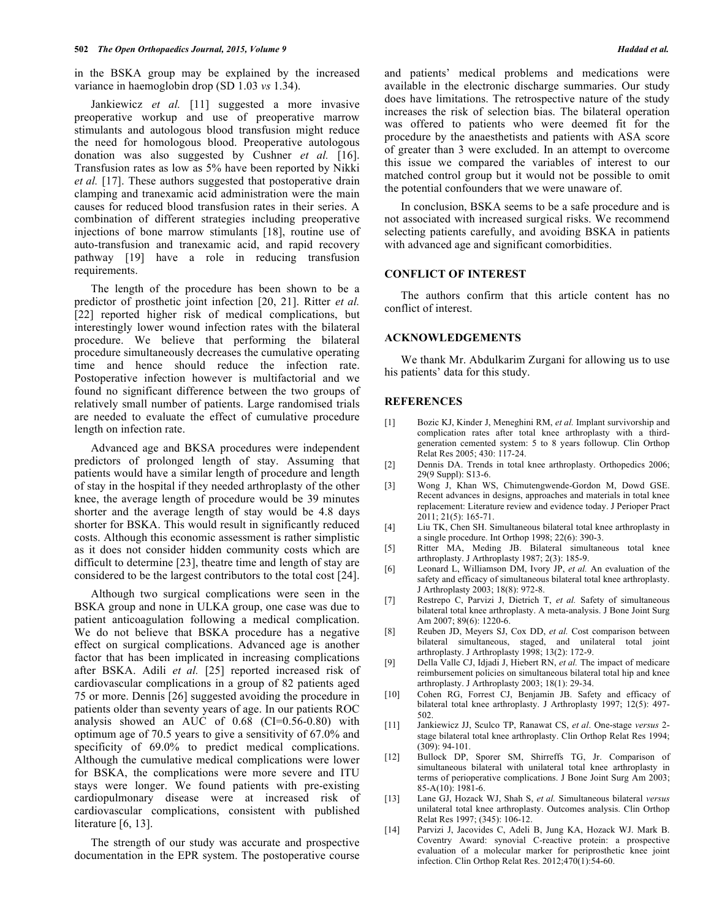in the BSKA group may be explained by the increased variance in haemoglobin drop (SD 1.03 *vs* 1.34).

Jankiewicz *et al.* [11] suggested a more invasive preoperative workup and use of preoperative marrow stimulants and autologous blood transfusion might reduce the need for homologous blood. Preoperative autologous donation was also suggested by Cushner *et al.* [16]. Transfusion rates as low as 5% have been reported by Nikki *et al.* [17]. These authors suggested that postoperative drain clamping and tranexamic acid administration were the main causes for reduced blood transfusion rates in their series. A combination of different strategies including preoperative injections of bone marrow stimulants [18], routine use of auto-transfusion and tranexamic acid, and rapid recovery pathway [19] have a role in reducing transfusion requirements.

The length of the procedure has been shown to be a predictor of prosthetic joint infection [20, 21]. Ritter *et al.* [22] reported higher risk of medical complications, but interestingly lower wound infection rates with the bilateral procedure. We believe that performing the bilateral procedure simultaneously decreases the cumulative operating time and hence should reduce the infection rate. Postoperative infection however is multifactorial and we found no significant difference between the two groups of relatively small number of patients. Large randomised trials are needed to evaluate the effect of cumulative procedure length on infection rate.

Advanced age and BKSA procedures were independent predictors of prolonged length of stay. Assuming that patients would have a similar length of procedure and length of stay in the hospital if they needed arthroplasty of the other knee, the average length of procedure would be 39 minutes shorter and the average length of stay would be 4.8 days shorter for BSKA. This would result in significantly reduced costs. Although this economic assessment is rather simplistic as it does not consider hidden community costs which are difficult to determine [23], theatre time and length of stay are considered to be the largest contributors to the total cost [24].

Although two surgical complications were seen in the BSKA group and none in ULKA group, one case was due to patient anticoagulation following a medical complication. We do not believe that BSKA procedure has a negative effect on surgical complications. Advanced age is another factor that has been implicated in increasing complications after BSKA. Adili *et al.* [25] reported increased risk of cardiovascular complications in a group of 82 patients aged 75 or more. Dennis [26] suggested avoiding the procedure in patients older than seventy years of age. In our patients ROC analysis showed an AUC of 0.68 (CI=0.56-0.80) with optimum age of 70.5 years to give a sensitivity of 67.0% and specificity of 69.0% to predict medical complications. Although the cumulative medical complications were lower for BSKA, the complications were more severe and ITU stays were longer. We found patients with pre-existing cardiopulmonary disease were at increased risk of cardiovascular complications, consistent with published literature [6, 13].

The strength of our study was accurate and prospective documentation in the EPR system. The postoperative course and patients' medical problems and medications were available in the electronic discharge summaries. Our study does have limitations. The retrospective nature of the study increases the risk of selection bias. The bilateral operation was offered to patients who were deemed fit for the procedure by the anaesthetists and patients with ASA score of greater than 3 were excluded. In an attempt to overcome this issue we compared the variables of interest to our matched control group but it would not be possible to omit the potential confounders that we were unaware of.

In conclusion, BSKA seems to be a safe procedure and is not associated with increased surgical risks. We recommend selecting patients carefully, and avoiding BSKA in patients with advanced age and significant comorbidities.

## CONFLICT OF INTEREST

The authors confirm that this article content has no conflict of interest.

## ACKNOWLEDGEMENTS

We thank Mr. Abdulkarim Zurgani for allowing us to use his patients' data for this study.

## REFERENCES

[1] Bozic KJ, Kinder J, Meneghini RM, *et al.* Implant survivorship and complication rates after total knee arthroplasty with a third-generation cemented system: 5 to 8 years followup. Clin Orthop Relat Res 2005; 430: 117-24.

[2] Dennis DA. Trends in total knee arthroplasty. Orthopedics 2006; 29(9 Suppl): S13-6.

[3] Wong J, Khan WS, Chimutengwende-Gordon M, Dowd GSE. Recent advances in designs, approaches and materials in total knee replacement: Literature review and evidence today. J Perioper Pract 2011; 21(5): 165-71.

[4] Liu TK, Chen SH. Simultaneous bilateral total knee arthroplasty in a single procedure. Int Orthop 1998; 22(6): 390-3.

[5] Ritter MA, Meding JB. Bilateral simultaneous total knee arthroplasty. J Arthroplasty 1987; 2(3): 185-9.

[6] Leonard L, Williamson DM, Ivory JP, *et al.* An evaluation of the safety and efficacy of simultaneous bilateral total knee arthroplasty. J Arthroplasty 2003; 18(8): 972-8.

[7] Restrepo C, Parvizi J, Dietrich T, *et al.* Safety of simultaneous bilateral total knee arthroplasty. A meta-analysis. J Bone Joint Surg Am 2007; 89(6): 1220-6.

[8] Reuben JD, Meyers SJ, Cox DD, *et al.* Cost comparison between bilateral simultaneous, staged, and unilateral total joint arthroplasty. J Arthroplasty 1998; 13(2): 172-9.

[9] Della Valle CJ, Idjadi J, Hiebert RN, *et al.* The impact of medicare reimbursement policies on simultaneous bilateral total hip and knee arthroplasty. J Arthroplasty 2003; 18(1): 29-34.

[10] Cohen RG, Forrest CJ, Benjamin JB. Safety and efficacy of bilateral total knee arthroplasty. J Arthroplasty 1997; 12(5): 497-502.

[11] Jankiewicz JJ, Sculco TP, Ranawat CS, *et al.* One-stage *versus* 2-stage bilateral total knee arthroplasty. Clin Orthop Relat Res 1994; (309): 94-101.

[12] Bullock DP, Sporer SM, Shirreffs TG, Jr. Comparison of simultaneous bilateral with unilateral total knee arthroplasty in terms of perioperative complications. J Bone Joint Surg Am 2003; 85-A(10): 1981-6.

[13] Lane GJ, Hozack WJ, Shah S, *et al.* Simultaneous bilateral *versus* unilateral total knee arthroplasty. Outcomes analysis. Clin Orthop Relat Res 1997; (345): 106-12.

[14] Parvizi J, Jacovides C, Adeli B, Jung KA, Hozack WJ. Mark B. Coventry Award: synovial C-reactive protein: a prospective evaluation of a molecular marker for periprosthetic knee joint infection. Clin Orthop Relat Res. 2012;470(1):54-60.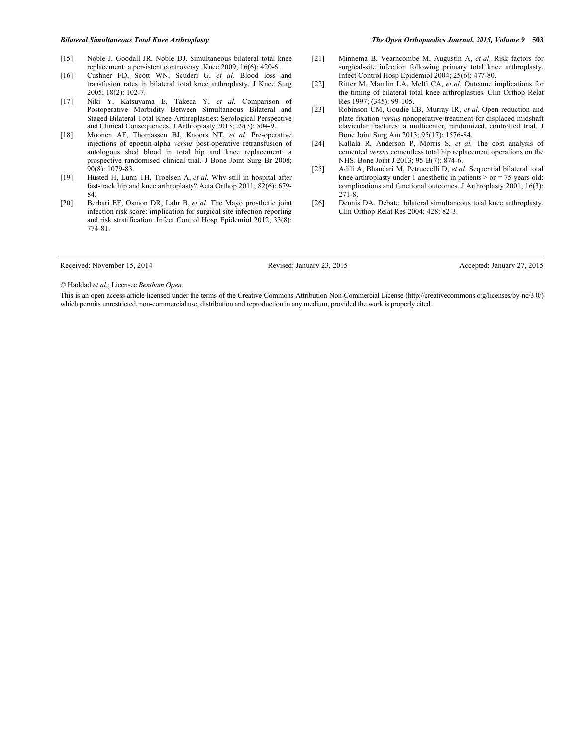[15] Noble J, Goodall JR, Noble DJ. Simultaneous bilateral total knee replacement: a persistent controversy. Knee 2009; 16(6): 420-6.

[16] Cushner FD, Scott WN, Scuderi G, *et al.* Blood loss and transfusion rates in bilateral total knee arthroplasty. J Knee Surg 2005; 18(2): 102-7.

[17] Niki Y, Katsuyama E, Takeda Y, *et al.* Comparison of Postoperative Morbidity Between Simultaneous Bilateral and Staged Bilateral Total Knee Arthroplasties: Serological Perspective and Clinical Consequences. J Arthroplasty 2013; 29(3): 504-9.

[18] Moonen AF, Thomassen BJ, Knoors NT, *et al*. Pre-operative injections of epoetin-alpha *versus* post-operative retransfusion of autologous shed blood in total hip and knee replacement: a prospective randomised clinical trial. J Bone Joint Surg Br 2008; 90(8): 1079-83.

[19] Husted H, Lunn TH, Troelsen A, *et al.* Why still in hospital after fast-track hip and knee arthroplasty? Acta Orthop 2011; 82(6): 679-84.

[20] Berbari EF, Osmon DR, Lahr B, *et al.* The Mayo prosthetic joint infection risk score: implication for surgical site infection reporting and risk stratification. Infect Control Hosp Epidemiol 2012; 33(8): 774-81.

[21] Minnema B, Vearncombe M, Augustin A, *et al*. Risk factors for surgical-site infection following primary total knee arthroplasty. Infect Control Hosp Epidemiol 2004; 25(6): 477-80.

[22] Ritter M, Mamlin LA, Melfi CA, *et al.* Outcome implications for the timing of bilateral total knee arthroplasties. Clin Orthop Relat Res 1997; (345): 99-105.

[23] Robinson CM, Goudie EB, Murray IR, *et al*. Open reduction and plate fixation *versus* nonoperative treatment for displaced midshaft clavicular fractures: a multicenter, randomized, controlled trial. J Bone Joint Surg Am 2013; 95(17): 1576-84.

[24] Kallala R, Anderson P, Morris S, *et al.* The cost analysis of cemented *versus* cementless total hip replacement operations on the NHS. Bone Joint J 2013; 95-B(7): 874-6.

[25] Adili A, Bhandari M, Petruccelli D, *et al*. Sequential bilateral total knee arthroplasty under 1 anesthetic in patients > or = 75 years old: complications and functional outcomes. J Arthroplasty 2001; 16(3): 271-8.

[26] Dennis DA. Debate: bilateral simultaneous total knee arthroplasty. Clin Orthop Relat Res 2004; 428: 82-3.

---

Received: November 15, 2014 Revised: January 23, 2015 Accepted: January 27, 2015

© Haddad *et al.*; Licensee *Bentham Open*.

This is an open access article licensed under the terms of the Creative Commons Attribution Non-Commercial License (http://creativecommons.org/licenses/by-nc/3.0/) which permits unrestricted, non-commercial use, distribution and reproduction in any medium, provided the work is properly cited.